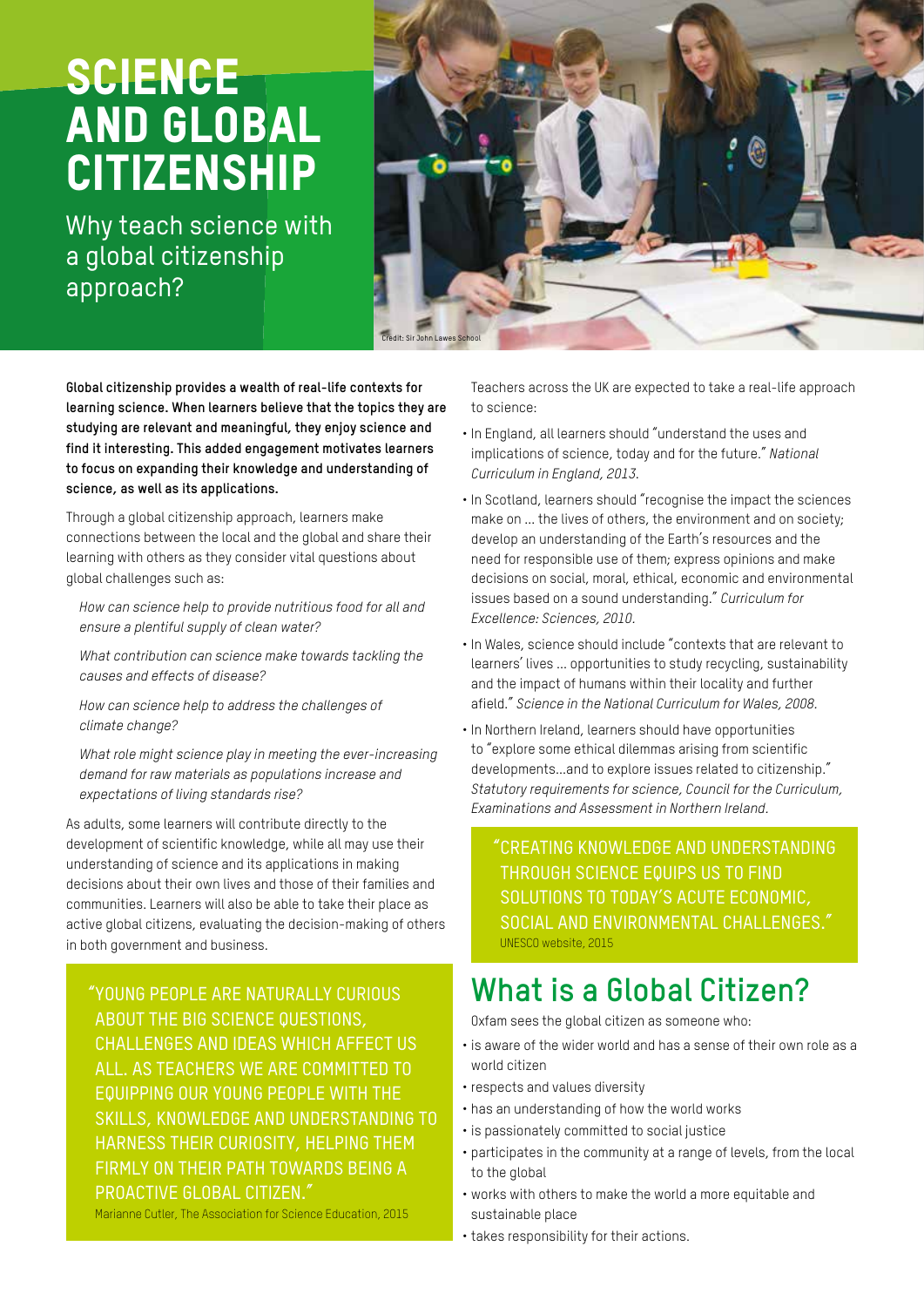# SCIENCE AND GLOBAL CITIZENSHIP

## Why teach science with a global citizenship approach?

Credit: Sir John Lawes School

**Global citizenship provides a wealth of real-life contexts for learning science. When learners believe that the topics they are studying are relevant and meaningful, they enjoy science and find it interesting. This added engagement motivates learners to focus on expanding their knowledge and understanding of science, as well as its applications.**

Through a global citizenship approach, learners make connections between the local and the global and share their learning with others as they consider vital questions about global challenges such as:

*How can science help to provide nutritious food for all and ensure a plentiful supply of clean water?*

*What contribution can science make towards tackling the causes and effects of disease?*

*How can science help to address the challenges of climate change?*

*What role might science play in meeting the ever-increasing demand for raw materials as populations increase and expectations of living standards rise?*

As adults, some learners will contribute directly to the development of scientific knowledge, while all may use their understanding of science and its applications in making decisions about their own lives and those of their families and communities. Learners will also be able to take their place as active global citizens, evaluating the decision-making of others in both government and business.

> "YOUNG PEOPLE ARE NATURALLY CURIOUS ABOUT THE BIG SCIENCE QUESTIONS, CHALLENGES AND IDEAS WHICH AFFECT US ALL. AS TEACHERS WE ARE COMMITTED TO EQUIPPING OUR YOUNG PEOPLE WITH THE SKILLS, KNOWLEDGE AND UNDERSTANDING TO HARNESS THEIR CURIOSITY, HELPING THEM FIRMLY ON THEIR PATH TOWARDS BEING A PROACTIVE GLOBAL CITIZEN."
>
> Marianne Cutler, The Association for Science Education, 2015

Teachers across the UK are expected to take a real-life approach to science:

- In England, all learners should "understand the uses and implications of science, today and for the future." *National Curriculum in England, 2013.*
- In Scotland, learners should "recognise the impact the sciences make on ... the lives of others, the environment and on society; develop an understanding of the Earth's resources and the need for responsible use of them; express opinions and make decisions on social, moral, ethical, economic and environmental issues based on a sound understanding." *Curriculum for Excellence: Sciences, 2010.*
- In Wales, science should include "contexts that are relevant to learners' lives ... opportunities to study recycling, sustainability and the impact of humans within their locality and further afield." *Science in the National Curriculum for Wales, 2008.*
- In Northern Ireland, learners should have opportunities to "explore some ethical dilemmas arising from scientific developments...and to explore issues related to citizenship." *Statutory requirements for science, Council for the Curriculum, Examinations and Assessment in Northern Ireland.*

> "CREATING KNOWLEDGE AND UNDERSTANDING THROUGH SCIENCE EQUIPS US TO FIND SOLUTIONS TO TODAY'S ACUTE ECONOMIC, SOCIAL AND ENVIRONMENTAL CHALLENGES."
>
> UNESCO website, 2015

## What is a Global Citizen?

Oxfam sees the global citizen as someone who:

- is aware of the wider world and has a sense of their own role as a world citizen
- respects and values diversity
- has an understanding of how the world works
- is passionately committed to social justice
- participates in the community at a range of levels, from the local to the global
- works with others to make the world a more equitable and sustainable place
- takes responsibility for their actions.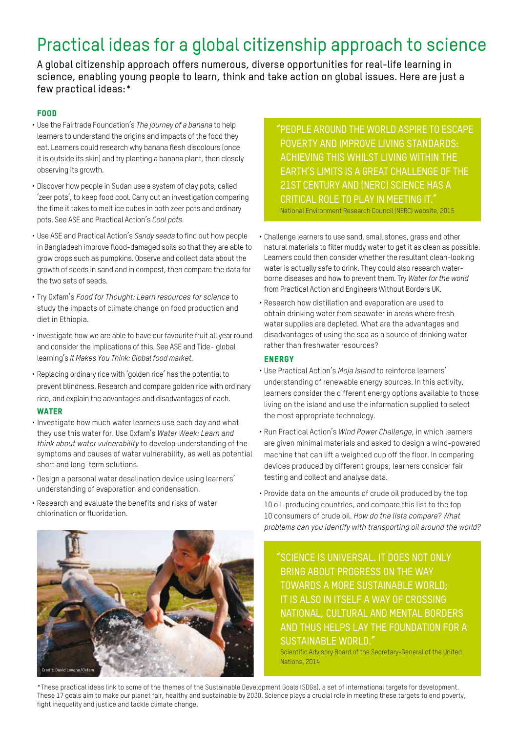# Practical ideas for a global citizenship approach to science

**A global citizenship approach offers numerous, diverse opportunities for real-life learning in science, enabling young people to learn, think and take action on global issues. Here are just a few practical ideas:***

### FOOD

- Use the Fairtrade Foundation's *The journey of a banana* to help learners to understand the origins and impacts of the food they eat. Learners could research why banana flesh discolours (once it is outside its skin) and try planting a banana plant, then closely observing its growth.
- Discover how people in Sudan use a system of clay pots, called 'zeer pots', to keep food cool. Carry out an investigation comparing the time it takes to melt ice cubes in both zeer pots and ordinary pots. See ASE and Practical Action's *Cool pots.*
- Use ASE and Practical Action's *Sandy seeds* to find out how people in Bangladesh improve flood-damaged soils so that they are able to grow crops such as pumpkins. Observe and collect data about the growth of seeds in sand and in compost, then compare the data for the two sets of seeds.
- Try Oxfam's *Food for Thought: Learn resources for science* to study the impacts of climate change on food production and diet in Ethiopia.
- Investigate how we are able to have our favourite fruit all year round and consider the implications of this. See ASE and Tide~ global learning's *It Makes You Think: Global food market.*
- Replacing ordinary rice with 'golden rice' has the potential to prevent blindness. Research and compare golden rice with ordinary rice, and explain the advantages and disadvantages of each.

### WATER

- Investigate how much water learners use each day and what they use this water for. Use Oxfam's *Water Week: Learn and think about water vulnerability* to develop understanding of the symptoms and causes of water vulnerability, as well as potential short and long-term solutions.
- Design a personal water desalination device using learners' understanding of evaporation and condensation.
- Research and evaluate the benefits and risks of water chlorination or fluoridation.

Credit: David Levene/Oxfam

> "PEOPLE AROUND THE WORLD ASPIRE TO ESCAPE POVERTY AND IMPROVE LIVING STANDARDS: ACHIEVING THIS WHILST LIVING WITHIN THE EARTH'S LIMITS IS A GREAT CHALLENGE OF THE 21ST CENTURY AND (NERC) SCIENCE HAS A CRITICAL ROLE TO PLAY IN MEETING IT."
>
> National Environment Research Council (NERC) website, 2015

- Challenge learners to use sand, small stones, grass and other natural materials to filter muddy water to get it as clean as possible. Learners could then consider whether the resultant clean-looking water is actually safe to drink. They could also research water-borne diseases and how to prevent them. Try *Water for the world* from Practical Action and Engineers Without Borders UK.
- Research how distillation and evaporation are used to obtain drinking water from seawater in areas where fresh water supplies are depleted. What are the advantages and disadvantages of using the sea as a source of drinking water rather than freshwater resources?

### ENERGY

- Use Practical Action's *Moja Island* to reinforce learners' understanding of renewable energy sources. In this activity, learners consider the different energy options available to those living on the island and use the information supplied to select the most appropriate technology.
- Run Practical Action's *Wind Power Challenge,* in which learners are given minimal materials and asked to design a wind-powered machine that can lift a weighted cup off the floor. In comparing devices produced by different groups, learners consider fair testing and collect and analyse data.
- Provide data on the amounts of crude oil produced by the top 10 oil-producing countries, and compare this list to the top 10 consumers of crude oil. *How do the lists compare? What problems can you identify with transporting oil around the world?*

> "SCIENCE IS UNIVERSAL. IT DOES NOT ONLY BRING ABOUT PROGRESS ON THE WAY TOWARDS A MORE SUSTAINABLE WORLD; IT IS ALSO IN ITSELF A WAY OF CROSSING NATIONAL, CULTURAL AND MENTAL BORDERS AND THUS HELPS LAY THE FOUNDATION FOR A SUSTAINABLE WORLD."
>
> Scientific Advisory Board of the Secretary-General of the United Nations, 2014

*These practical ideas link to some of the themes of the Sustainable Development Goals (SDGs), a set of international targets for development. These 17 goals aim to make our planet fair, healthy and sustainable by 2030. Science plays a crucial role in meeting these targets to end poverty, fight inequality and justice and tackle climate change.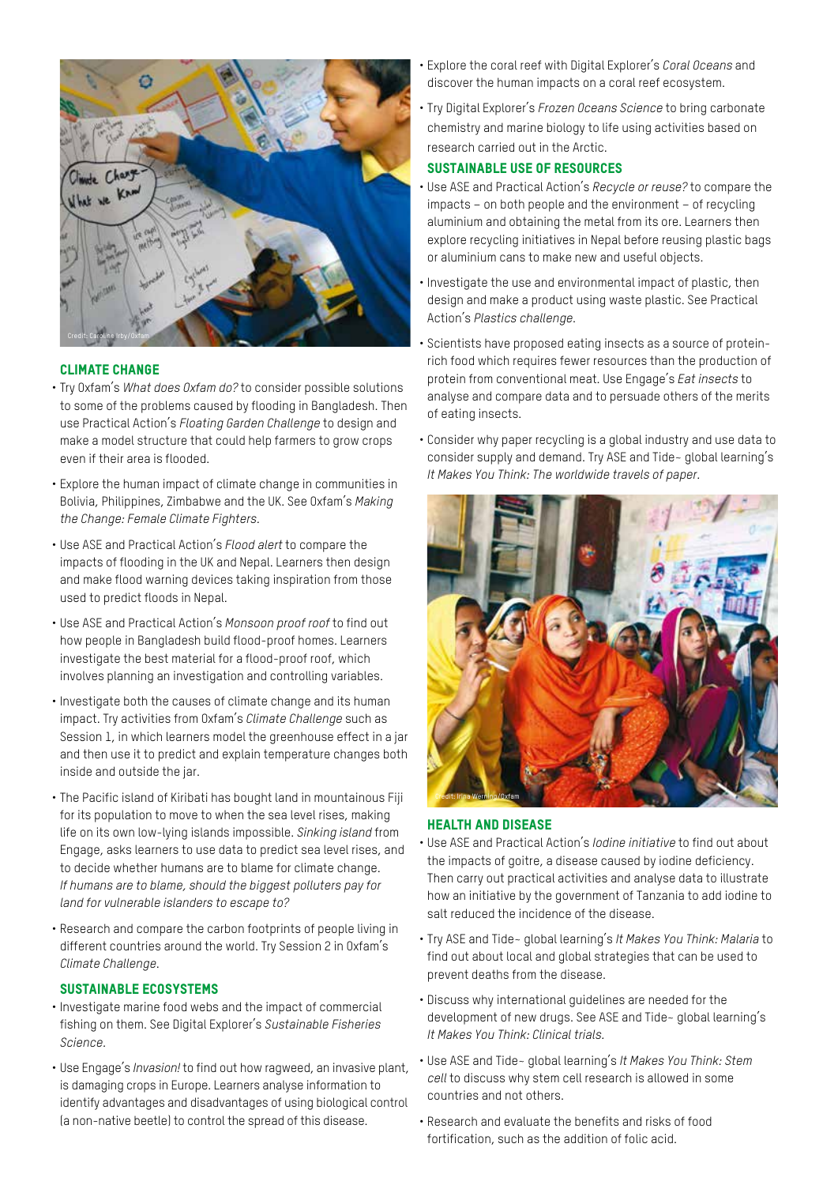## CLIMATE CHANGE

- Try Oxfam's *What does Oxfam do?* to consider possible solutions to some of the problems caused by flooding in Bangladesh. Then use Practical Action's *Floating Garden Challenge* to design and make a model structure that could help farmers to grow crops even if their area is flooded.
- Explore the human impact of climate change in communities in Bolivia, Philippines, Zimbabwe and the UK. See Oxfam's *Making the Change: Female Climate Fighters.*
- Use ASE and Practical Action's *Flood alert* to compare the impacts of flooding in the UK and Nepal. Learners then design and make flood warning devices taking inspiration from those used to predict floods in Nepal.
- Use ASE and Practical Action's *Monsoon proof roof* to find out how people in Bangladesh build flood-proof homes. Learners investigate the best material for a flood-proof roof, which involves planning an investigation and controlling variables.
- Investigate both the causes of climate change and its human impact. Try activities from Oxfam's *Climate Challenge* such as Session 1, in which learners model the greenhouse effect in a jar and then use it to predict and explain temperature changes both inside and outside the jar.
- The Pacific island of Kiribati has bought land in mountainous Fiji for its population to move to when the sea level rises, making life on its own low-lying islands impossible. *Sinking island* from Engage, asks learners to use data to predict sea level rises, and to decide whether humans are to blame for climate change. *If humans are to blame, should the biggest polluters pay for land for vulnerable islanders to escape to?*
- Research and compare the carbon footprints of people living in different countries around the world. Try Session 2 in Oxfam's *Climate Challenge.*

## SUSTAINABLE ECOSYSTEMS

- Investigate marine food webs and the impact of commercial fishing on them. See Digital Explorer's *Sustainable Fisheries Science.*
- Use Engage's *Invasion!* to find out how ragweed, an invasive plant, is damaging crops in Europe. Learners analyse information to identify advantages and disadvantages of using biological control (a non-native beetle) to control the spread of this disease.
- Explore the coral reef with Digital Explorer's *Coral Oceans* and discover the human impacts on a coral reef ecosystem.
- Try Digital Explorer's *Frozen Oceans Science* to bring carbonate chemistry and marine biology to life using activities based on research carried out in the Arctic.

## SUSTAINABLE USE OF RESOURCES

- Use ASE and Practical Action's *Recycle or reuse?* to compare the impacts – on both people and the environment – of recycling aluminium and obtaining the metal from its ore. Learners then explore recycling initiatives in Nepal before reusing plastic bags or aluminium cans to make new and useful objects.
- Investigate the use and environmental impact of plastic, then design and make a product using waste plastic. See Practical Action's *Plastics challenge.*
- Scientists have proposed eating insects as a source of protein-rich food which requires fewer resources than the production of protein from conventional meat. Use Engage's *Eat insects* to analyse and compare data and to persuade others of the merits of eating insects.
- Consider why paper recycling is a global industry and use data to consider supply and demand. Try ASE and Tide~ global learning's *It Makes You Think: The worldwide travels of paper.*

## HEALTH AND DISEASE

- Use ASE and Practical Action's *Iodine initiative* to find out about the impacts of goitre, a disease caused by iodine deficiency. Then carry out practical activities and analyse data to illustrate how an initiative by the government of Tanzania to add iodine to salt reduced the incidence of the disease.
- Try ASE and Tide~ global learning's *It Makes You Think: Malaria* to find out about local and global strategies that can be used to prevent deaths from the disease.
- Discuss why international guidelines are needed for the development of new drugs. See ASE and Tide~ global learning's *It Makes You Think: Clinical trials.*
- Use ASE and Tide~ global learning's *It Makes You Think: Stem cell* to discuss why stem cell research is allowed in some countries and not others.
- Research and evaluate the benefits and risks of food fortification, such as the addition of folic acid.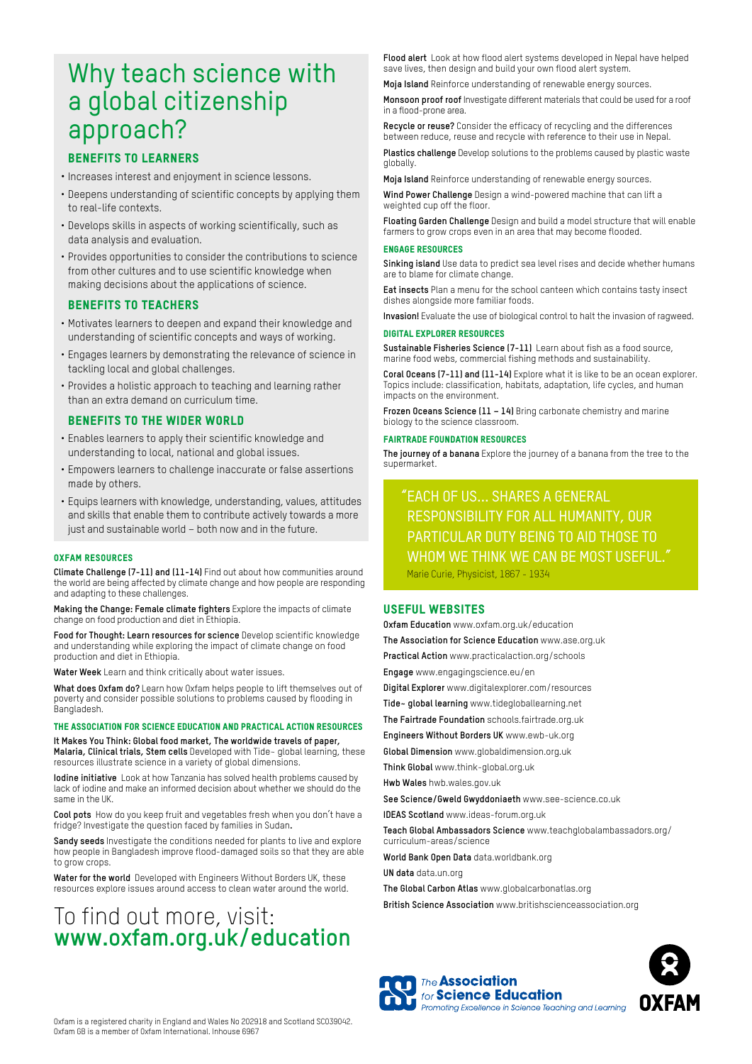# Why teach science with a global citizenship approach?

## BENEFITS TO LEARNERS

- Increases interest and enjoyment in science lessons.
- Deepens understanding of scientific concepts by applying them to real-life contexts.
- Develops skills in aspects of working scientifically, such as data analysis and evaluation.
- Provides opportunities to consider the contributions to science from other cultures and to use scientific knowledge when making decisions about the applications of science.

## BENEFITS TO TEACHERS

- Motivates learners to deepen and expand their knowledge and understanding of scientific concepts and ways of working.
- Engages learners by demonstrating the relevance of science in tackling local and global challenges.
- Provides a holistic approach to teaching and learning rather than an extra demand on curriculum time.

## BENEFITS TO THE WIDER WORLD

- Enables learners to apply their scientific knowledge and understanding to local, national and global issues.
- Empowers learners to challenge inaccurate or false assertions made by others.
- Equips learners with knowledge, understanding, values, attitudes and skills that enable them to contribute actively towards a more just and sustainable world – both now and in the future.

### OXFAM RESOURCES

**Climate Challenge (7-11) and (11-14)** Find out about how communities around the world are being affected by climate change and how people are responding and adapting to these challenges.

**Making the Change: Female climate fighters** Explore the impacts of climate change on food production and diet in Ethiopia.

**Food for Thought: Learn resources for science** Develop scientific knowledge and understanding while exploring the impact of climate change on food production and diet in Ethiopia.

**Water Week** Learn and think critically about water issues.

**What does Oxfam do?** Learn how Oxfam helps people to lift themselves out of poverty and consider possible solutions to problems caused by flooding in Bangladesh.

### THE ASSOCIATION FOR SCIENCE EDUCATION AND PRACTICAL ACTION RESOURCES

**It Makes You Think: Global food market, The worldwide travels of paper, Malaria, Clinical trials, Stem cells** Developed with Tide~ global learning, these resources illustrate science in a variety of global dimensions.

**Iodine initiative** Look at how Tanzania has solved health problems caused by lack of iodine and make an informed decision about whether we should do the same in the UK.

**Cool pots** How do you keep fruit and vegetables fresh when you don't have a fridge? Investigate the question faced by families in Sudan**.**

**Sandy seeds** Investigate the conditions needed for plants to live and explore how people in Bangladesh improve flood-damaged soils so that they are able to grow crops.

**Water for the world** Developed with Engineers Without Borders UK, these resources explore issues around access to clean water around the world.

**Flood alert** Look at how flood alert systems developed in Nepal have helped save lives, then design and build your own flood alert system.

**Moja Island** Reinforce understanding of renewable energy sources.

**Monsoon proof roof** Investigate different materials that could be used for a roof in a flood-prone area.

**Recycle or reuse?** Consider the efficacy of recycling and the differences between reduce, reuse and recycle with reference to their use in Nepal.

**Plastics challenge** Develop solutions to the problems caused by plastic waste globally.

**Moja Island** Reinforce understanding of renewable energy sources.

**Wind Power Challenge** Design a wind-powered machine that can lift a weighted cup off the floor.

**Floating Garden Challenge** Design and build a model structure that will enable farmers to grow crops even in an area that may become flooded.

### ENGAGE RESOURCES

**Sinking island** Use data to predict sea level rises and decide whether humans are to blame for climate change.

**Eat insects** Plan a menu for the school canteen which contains tasty insect dishes alongside more familiar foods.

**Invasion!** Evaluate the use of biological control to halt the invasion of ragweed.

### DIGITAL EXPLORER RESOURCES

**Sustainable Fisheries Science (7-11)** Learn about fish as a food source, marine food webs, commercial fishing methods and sustainability.

**Coral Oceans (7-11) and (11-14)** Explore what it is like to be an ocean explorer. Topics include: classification, habitats, adaptation, life cycles, and human impacts on the environment.

**Frozen Oceans Science (11 – 14)** Bring carbonate chemistry and marine biology to the science classroom.

### FAIRTRADE FOUNDATION RESOURCES

**The journey of a banana** Explore the journey of a banana from the tree to the supermarket.

> "EACH OF US… SHARES A GENERAL RESPONSIBILITY FOR ALL HUMANITY, OUR PARTICULAR DUTY BEING TO AID THOSE TO WHOM WE THINK WE CAN BE MOST USEFUL."
>
> Marie Curie, Physicist, 1867 - 1934

## USEFUL WEBSITES

**Oxfam Education** www.oxfam.org.uk/education

**The Association for Science Education** www.ase.org.uk

**Practical Action** www.practicalaction.org/schools

**Engage** www.engagingscience.eu/en

**Digital Explorer** www.digitalexplorer.com/resources

**Tide~ global learning** www.tidegloballearning.net

**The Fairtrade Foundation** schools.fairtrade.org.uk

**Engineers Without Borders UK** www.ewb-uk.org

**Global Dimension** www.globaldimension.org.uk

**Think Global** www.think-global.org.uk

**Hwb Wales** hwb.wales.gov.uk

**See Science/Gweld Gwyddoniaeth** www.see-science.co.uk

**IDEAS Scotland** www.ideas-forum.org.uk

**Teach Global Ambassadors Science** www.teachglobalambassadors.org/curriculum-areas/science

**World Bank Open Data** data.worldbank.org

**UN data** data.un.org

**The Global Carbon Atlas** www.globalcarbonatlas.org

**British Science Association** www.britishscienceassociation.org

# To find out more, visit: **www.oxfam.org.uk/education**

The Association for Science Education – Promoting Excellence in Science Teaching and Learning

OXFAM

Oxfam is a registered charity in England and Wales No 202918 and Scotland SC039042. Oxfam GB is a member of Oxfam International. Inhouse 6967